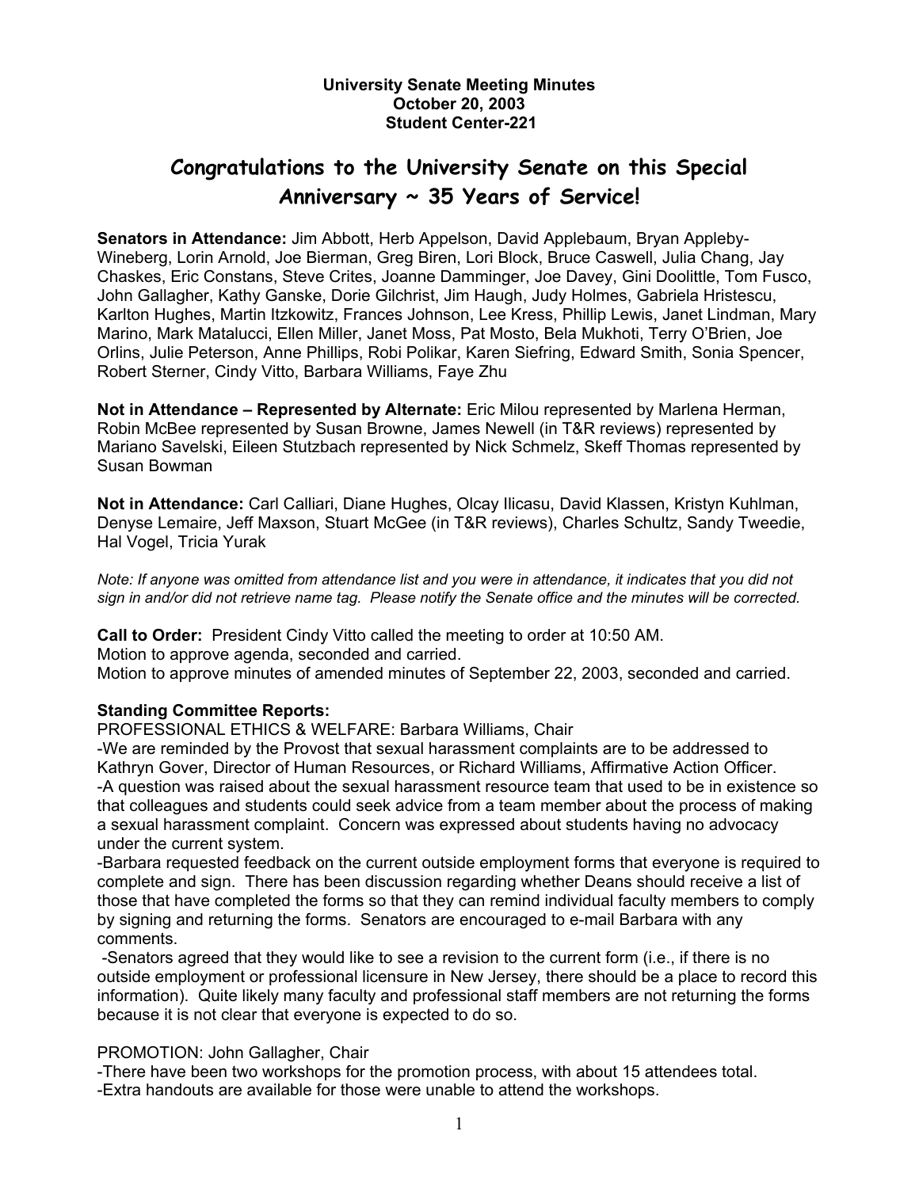**University Senate Meeting Minutes**
**October 20, 2003**
**Student Center-221**

# Congratulations to the University Senate on this Special Anniversary ~ 35 Years of Service!

**Senators in Attendance:** Jim Abbott, Herb Appelson, David Applebaum, Bryan Appleby-Wineberg, Lorin Arnold, Joe Bierman, Greg Biren, Lori Block, Bruce Caswell, Julia Chang, Jay Chaskes, Eric Constans, Steve Crites, Joanne Damminger, Joe Davey, Gini Doolittle, Tom Fusco, John Gallagher, Kathy Ganske, Dorie Gilchrist, Jim Haugh, Judy Holmes, Gabriela Hristescu, Karlton Hughes, Martin Itzkowitz, Frances Johnson, Lee Kress, Phillip Lewis, Janet Lindman, Mary Marino, Mark Matalucci, Ellen Miller, Janet Moss, Pat Mosto, Bela Mukhoti, Terry O'Brien, Joe Orlins, Julie Peterson, Anne Phillips, Robi Polikar, Karen Siefring, Edward Smith, Sonia Spencer, Robert Sterner, Cindy Vitto, Barbara Williams, Faye Zhu

**Not in Attendance – Represented by Alternate:** Eric Milou represented by Marlena Herman, Robin McBee represented by Susan Browne, James Newell (in T&R reviews) represented by Mariano Savelski, Eileen Stutzbach represented by Nick Schmelz, Skeff Thomas represented by Susan Bowman

**Not in Attendance:** Carl Calliari, Diane Hughes, Olcay Ilicasu, David Klassen, Kristyn Kuhlman, Denyse Lemaire, Jeff Maxson, Stuart McGee (in T&R reviews), Charles Schultz, Sandy Tweedie, Hal Vogel, Tricia Yurak

*Note: If anyone was omitted from attendance list and you were in attendance, it indicates that you did not sign in and/or did not retrieve name tag. Please notify the Senate office and the minutes will be corrected.*

**Call to Order:** President Cindy Vitto called the meeting to order at 10:50 AM.
Motion to approve agenda, seconded and carried.
Motion to approve minutes of amended minutes of September 22, 2003, seconded and carried.

**Standing Committee Reports:**

PROFESSIONAL ETHICS & WELFARE: Barbara Williams, Chair

-We are reminded by the Provost that sexual harassment complaints are to be addressed to Kathryn Gover, Director of Human Resources, or Richard Williams, Affirmative Action Officer.
-A question was raised about the sexual harassment resource team that used to be in existence so that colleagues and students could seek advice from a team member about the process of making a sexual harassment complaint. Concern was expressed about students having no advocacy under the current system.
-Barbara requested feedback on the current outside employment forms that everyone is required to complete and sign. There has been discussion regarding whether Deans should receive a list of those that have completed the forms so that they can remind individual faculty members to comply by signing and returning the forms. Senators are encouraged to e-mail Barbara with any comments.
-Senators agreed that they would like to see a revision to the current form (i.e., if there is no outside employment or professional licensure in New Jersey, there should be a place to record this information). Quite likely many faculty and professional staff members are not returning the forms because it is not clear that everyone is expected to do so.

PROMOTION: John Gallagher, Chair

-There have been two workshops for the promotion process, with about 15 attendees total.
-Extra handouts are available for those were unable to attend the workshops.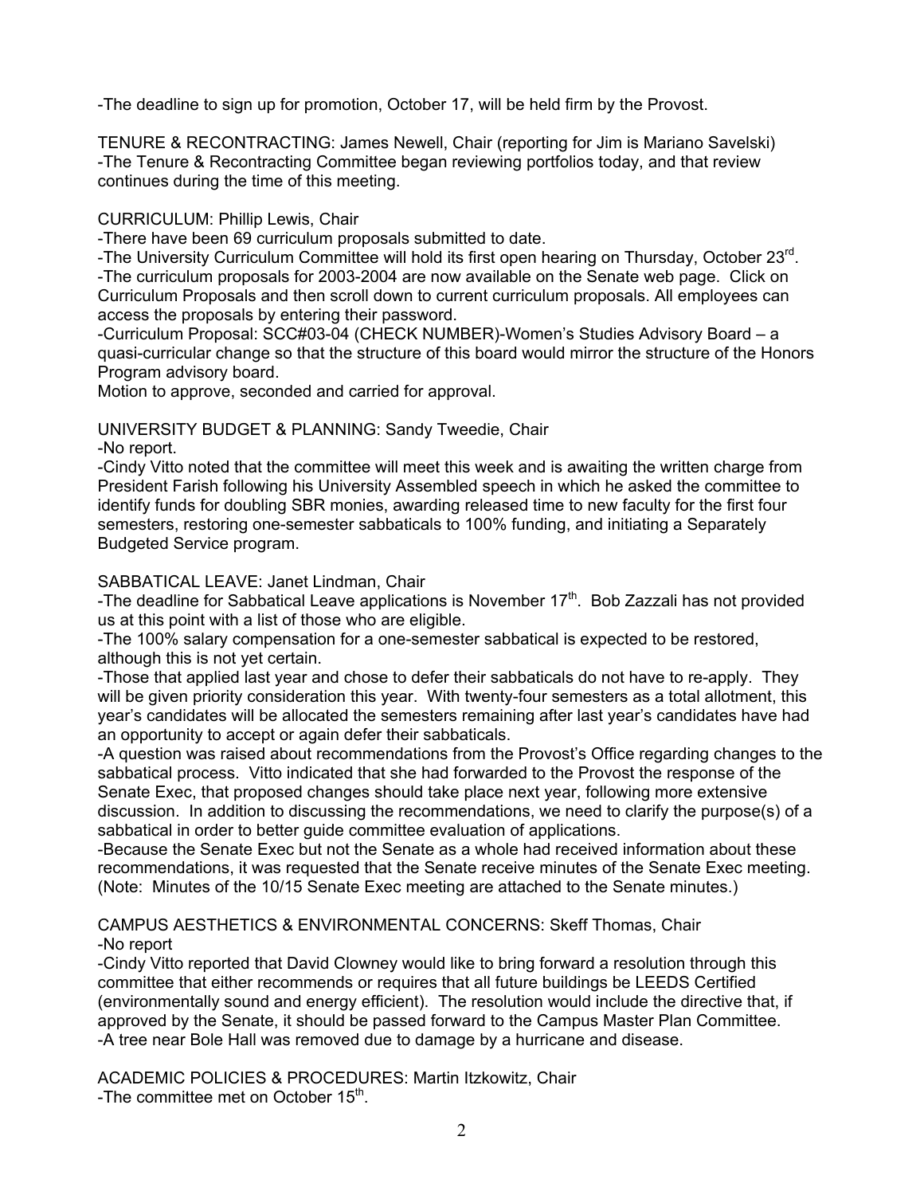-The deadline to sign up for promotion, October 17, will be held firm by the Provost.

TENURE & RECONTRACTING: James Newell, Chair (reporting for Jim is Mariano Savelski)
-The Tenure & Recontracting Committee began reviewing portfolios today, and that review continues during the time of this meeting.

CURRICULUM: Phillip Lewis, Chair
-There have been 69 curriculum proposals submitted to date.
-The University Curriculum Committee will hold its first open hearing on Thursday, October 23rd.
-The curriculum proposals for 2003-2004 are now available on the Senate web page. Click on Curriculum Proposals and then scroll down to current curriculum proposals. All employees can access the proposals by entering their password.
-Curriculum Proposal: SCC#03-04 (CHECK NUMBER)-Women's Studies Advisory Board – a quasi-curricular change so that the structure of this board would mirror the structure of the Honors Program advisory board.
Motion to approve, seconded and carried for approval.

UNIVERSITY BUDGET & PLANNING: Sandy Tweedie, Chair
-No report.
-Cindy Vitto noted that the committee will meet this week and is awaiting the written charge from President Farish following his University Assembled speech in which he asked the committee to identify funds for doubling SBR monies, awarding released time to new faculty for the first four semesters, restoring one-semester sabbaticals to 100% funding, and initiating a Separately Budgeted Service program.

SABBATICAL LEAVE: Janet Lindman, Chair
-The deadline for Sabbatical Leave applications is November 17th. Bob Zazzali has not provided us at this point with a list of those who are eligible.
-The 100% salary compensation for a one-semester sabbatical is expected to be restored, although this is not yet certain.
-Those that applied last year and chose to defer their sabbaticals do not have to re-apply. They will be given priority consideration this year. With twenty-four semesters as a total allotment, this year's candidates will be allocated the semesters remaining after last year's candidates have had an opportunity to accept or again defer their sabbaticals.
-A question was raised about recommendations from the Provost's Office regarding changes to the sabbatical process. Vitto indicated that she had forwarded to the Provost the response of the Senate Exec, that proposed changes should take place next year, following more extensive discussion. In addition to discussing the recommendations, we need to clarify the purpose(s) of a sabbatical in order to better guide committee evaluation of applications.
-Because the Senate Exec but not the Senate as a whole had received information about these recommendations, it was requested that the Senate receive minutes of the Senate Exec meeting. (Note: Minutes of the 10/15 Senate Exec meeting are attached to the Senate minutes.)

CAMPUS AESTHETICS & ENVIRONMENTAL CONCERNS: Skeff Thomas, Chair
-No report
-Cindy Vitto reported that David Clowney would like to bring forward a resolution through this committee that either recommends or requires that all future buildings be LEEDS Certified (environmentally sound and energy efficient). The resolution would include the directive that, if approved by the Senate, it should be passed forward to the Campus Master Plan Committee.
-A tree near Bole Hall was removed due to damage by a hurricane and disease.

ACADEMIC POLICIES & PROCEDURES: Martin Itzkowitz, Chair
-The committee met on October 15th.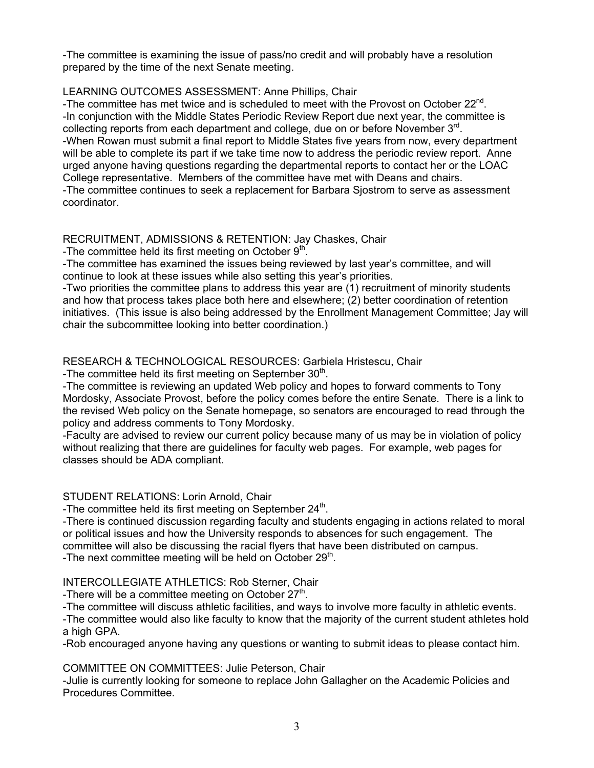-The committee is examining the issue of pass/no credit and will probably have a resolution prepared by the time of the next Senate meeting.

LEARNING OUTCOMES ASSESSMENT: Anne Phillips, Chair

-The committee has met twice and is scheduled to meet with the Provost on October 22nd.
-In conjunction with the Middle States Periodic Review Report due next year, the committee is collecting reports from each department and college, due on or before November 3rd.
-When Rowan must submit a final report to Middle States five years from now, every department will be able to complete its part if we take time now to address the periodic review report. Anne urged anyone having questions regarding the departmental reports to contact her or the LOAC College representative. Members of the committee have met with Deans and chairs.
-The committee continues to seek a replacement for Barbara Sjostrom to serve as assessment coordinator.

RECRUITMENT, ADMISSIONS & RETENTION: Jay Chaskes, Chair

-The committee held its first meeting on October 9th.
-The committee has examined the issues being reviewed by last year's committee, and will continue to look at these issues while also setting this year's priorities.
-Two priorities the committee plans to address this year are (1) recruitment of minority students and how that process takes place both here and elsewhere; (2) better coordination of retention initiatives. (This issue is also being addressed by the Enrollment Management Committee; Jay will chair the subcommittee looking into better coordination.)

RESEARCH & TECHNOLOGICAL RESOURCES: Garbiela Hristescu, Chair

-The committee held its first meeting on September 30th.
-The committee is reviewing an updated Web policy and hopes to forward comments to Tony Mordosky, Associate Provost, before the policy comes before the entire Senate. There is a link to the revised Web policy on the Senate homepage, so senators are encouraged to read through the policy and address comments to Tony Mordosky.
-Faculty are advised to review our current policy because many of us may be in violation of policy without realizing that there are guidelines for faculty web pages. For example, web pages for classes should be ADA compliant.

STUDENT RELATIONS: Lorin Arnold, Chair

-The committee held its first meeting on September 24th.
-There is continued discussion regarding faculty and students engaging in actions related to moral or political issues and how the University responds to absences for such engagement. The committee will also be discussing the racial flyers that have been distributed on campus.
-The next committee meeting will be held on October 29th.

INTERCOLLEGIATE ATHLETICS: Rob Sterner, Chair

-There will be a committee meeting on October 27th.
-The committee will discuss athletic facilities, and ways to involve more faculty in athletic events.
-The committee would also like faculty to know that the majority of the current student athletes hold a high GPA.
-Rob encouraged anyone having any questions or wanting to submit ideas to please contact him.

COMMITTEE ON COMMITTEES: Julie Peterson, Chair

-Julie is currently looking for someone to replace John Gallagher on the Academic Policies and Procedures Committee.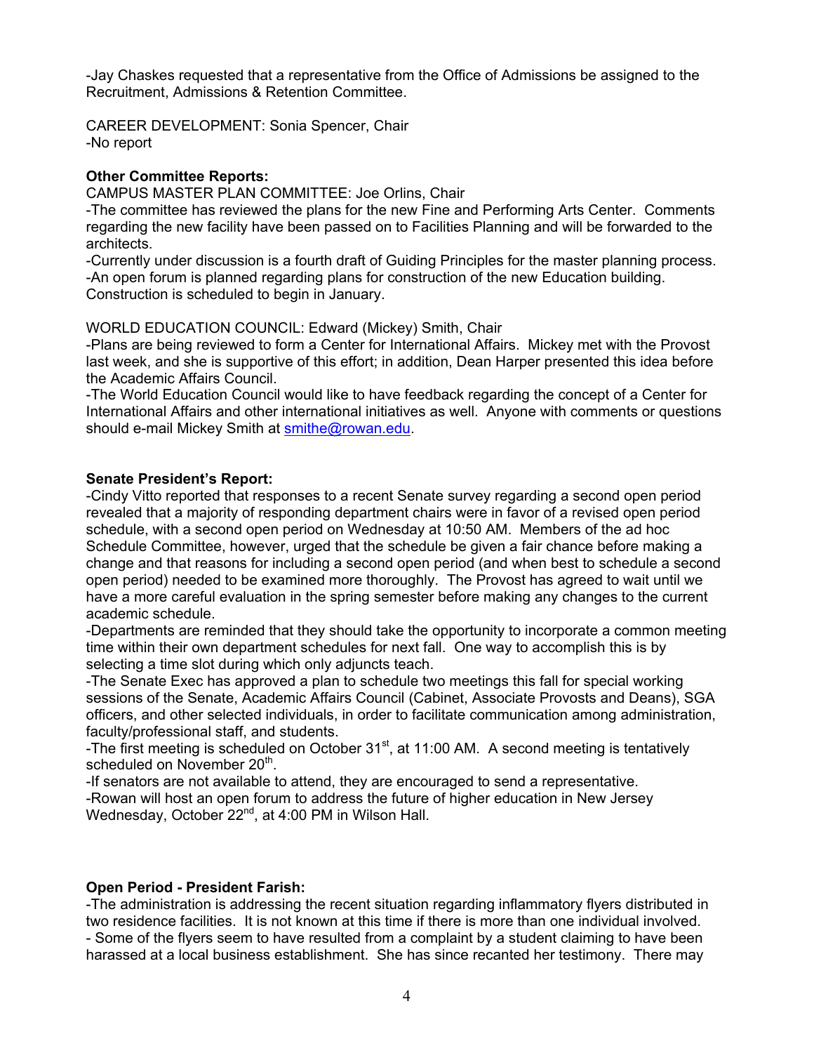-Jay Chaskes requested that a representative from the Office of Admissions be assigned to the Recruitment, Admissions & Retention Committee.

CAREER DEVELOPMENT: Sonia Spencer, Chair
-No report

**Other Committee Reports:**
CAMPUS MASTER PLAN COMMITTEE: Joe Orlins, Chair
-The committee has reviewed the plans for the new Fine and Performing Arts Center. Comments regarding the new facility have been passed on to Facilities Planning and will be forwarded to the architects.
-Currently under discussion is a fourth draft of Guiding Principles for the master planning process.
-An open forum is planned regarding plans for construction of the new Education building. Construction is scheduled to begin in January.

WORLD EDUCATION COUNCIL: Edward (Mickey) Smith, Chair
-Plans are being reviewed to form a Center for International Affairs. Mickey met with the Provost last week, and she is supportive of this effort; in addition, Dean Harper presented this idea before the Academic Affairs Council.
-The World Education Council would like to have feedback regarding the concept of a Center for International Affairs and other international initiatives as well. Anyone with comments or questions should e-mail Mickey Smith at smithe@rowan.edu.

**Senate President's Report:**
-Cindy Vitto reported that responses to a recent Senate survey regarding a second open period revealed that a majority of responding department chairs were in favor of a revised open period schedule, with a second open period on Wednesday at 10:50 AM. Members of the ad hoc Schedule Committee, however, urged that the schedule be given a fair chance before making a change and that reasons for including a second open period (and when best to schedule a second open period) needed to be examined more thoroughly. The Provost has agreed to wait until we have a more careful evaluation in the spring semester before making any changes to the current academic schedule.
-Departments are reminded that they should take the opportunity to incorporate a common meeting time within their own department schedules for next fall. One way to accomplish this is by selecting a time slot during which only adjuncts teach.
-The Senate Exec has approved a plan to schedule two meetings this fall for special working sessions of the Senate, Academic Affairs Council (Cabinet, Associate Provosts and Deans), SGA officers, and other selected individuals, in order to facilitate communication among administration, faculty/professional staff, and students.
-The first meeting is scheduled on October 31st, at 11:00 AM. A second meeting is tentatively scheduled on November 20th.
-If senators are not available to attend, they are encouraged to send a representative.
-Rowan will host an open forum to address the future of higher education in New Jersey Wednesday, October 22nd, at 4:00 PM in Wilson Hall.

**Open Period - President Farish:**
-The administration is addressing the recent situation regarding inflammatory flyers distributed in two residence facilities. It is not known at this time if there is more than one individual involved.
- Some of the flyers seem to have resulted from a complaint by a student claiming to have been harassed at a local business establishment. She has since recanted her testimony. There may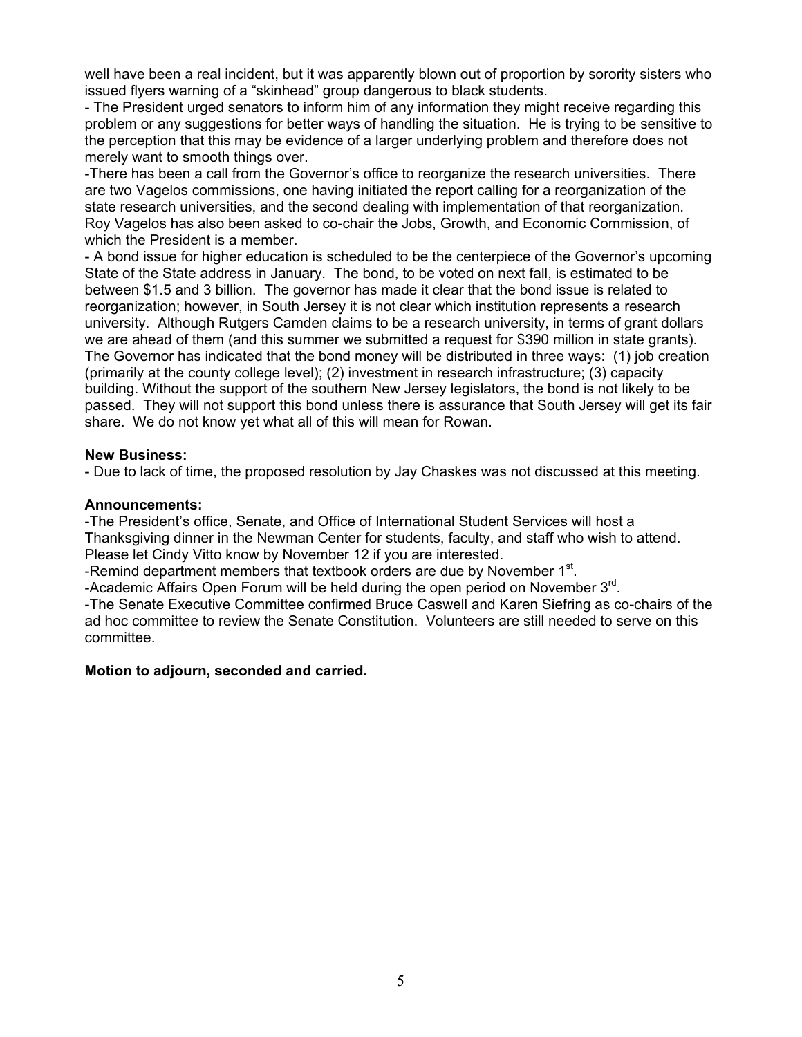well have been a real incident, but it was apparently blown out of proportion by sorority sisters who issued flyers warning of a "skinhead" group dangerous to black students.

- The President urged senators to inform him of any information they might receive regarding this problem or any suggestions for better ways of handling the situation. He is trying to be sensitive to the perception that this may be evidence of a larger underlying problem and therefore does not merely want to smooth things over.
- There has been a call from the Governor's office to reorganize the research universities. There are two Vagelos commissions, one having initiated the report calling for a reorganization of the state research universities, and the second dealing with implementation of that reorganization. Roy Vagelos has also been asked to co-chair the Jobs, Growth, and Economic Commission, of which the President is a member.
- A bond issue for higher education is scheduled to be the centerpiece of the Governor's upcoming State of the State address in January. The bond, to be voted on next fall, is estimated to be between $1.5 and 3 billion. The governor has made it clear that the bond issue is related to reorganization; however, in South Jersey it is not clear which institution represents a research university. Although Rutgers Camden claims to be a research university, in terms of grant dollars we are ahead of them (and this summer we submitted a request for $390 million in state grants). The Governor has indicated that the bond money will be distributed in three ways: (1) job creation (primarily at the county college level); (2) investment in research infrastructure; (3) capacity building. Without the support of the southern New Jersey legislators, the bond is not likely to be passed. They will not support this bond unless there is assurance that South Jersey will get its fair share. We do not know yet what all of this will mean for Rowan.

**New Business:**

- Due to lack of time, the proposed resolution by Jay Chaskes was not discussed at this meeting.

**Announcements:**

- The President's office, Senate, and Office of International Student Services will host a Thanksgiving dinner in the Newman Center for students, faculty, and staff who wish to attend. Please let Cindy Vitto know by November 12 if you are interested.
- Remind department members that textbook orders are due by November 1st.
- Academic Affairs Open Forum will be held during the open period on November 3rd.
- The Senate Executive Committee confirmed Bruce Caswell and Karen Siefring as co-chairs of the ad hoc committee to review the Senate Constitution. Volunteers are still needed to serve on this committee.

**Motion to adjourn, seconded and carried.**